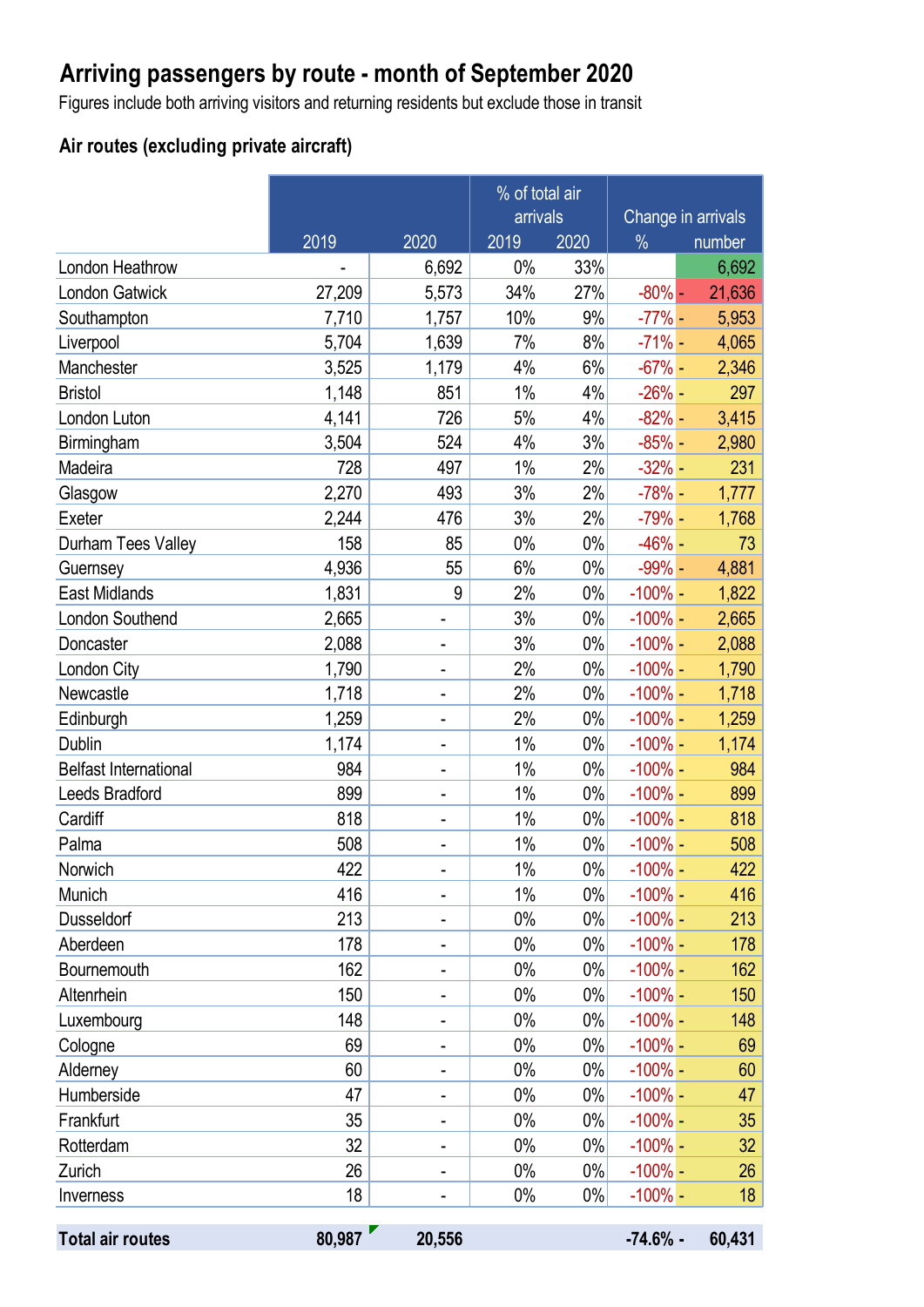# Arriving passengers by route - month of September 2020

Figures include both arriving visitors and returning residents but exclude those in transit

## Air routes (excluding private aircraft)

| | 2019 | 2020 | % of total air arrivals 2019 | % of total air arrivals 2020 | Change in arrivals % | Change in arrivals number |
|---|---|---|---|---|---|---|
| London Heathrow | - | 6,692 | 0% | 33% | | 6,692 |
| London Gatwick | 27,209 | 5,573 | 34% | 27% | -80% | - 21,636 |
| Southampton | 7,710 | 1,757 | 10% | 9% | -77% | - 5,953 |
| Liverpool | 5,704 | 1,639 | 7% | 8% | -71% | - 4,065 |
| Manchester | 3,525 | 1,179 | 4% | 6% | -67% | - 2,346 |
| Bristol | 1,148 | 851 | 1% | 4% | -26% | - 297 |
| London Luton | 4,141 | 726 | 5% | 4% | -82% | - 3,415 |
| Birmingham | 3,504 | 524 | 4% | 3% | -85% | - 2,980 |
| Madeira | 728 | 497 | 1% | 2% | -32% | - 231 |
| Glasgow | 2,270 | 493 | 3% | 2% | -78% | - 1,777 |
| Exeter | 2,244 | 476 | 3% | 2% | -79% | - 1,768 |
| Durham Tees Valley | 158 | 85 | 0% | 0% | -46% | - 73 |
| Guernsey | 4,936 | 55 | 6% | 0% | -99% | - 4,881 |
| East Midlands | 1,831 | 9 | 2% | 0% | -100% | - 1,822 |
| London Southend | 2,665 | - | 3% | 0% | -100% | - 2,665 |
| Doncaster | 2,088 | - | 3% | 0% | -100% | - 2,088 |
| London City | 1,790 | - | 2% | 0% | -100% | - 1,790 |
| Newcastle | 1,718 | - | 2% | 0% | -100% | - 1,718 |
| Edinburgh | 1,259 | - | 2% | 0% | -100% | - 1,259 |
| Dublin | 1,174 | - | 1% | 0% | -100% | - 1,174 |
| Belfast International | 984 | - | 1% | 0% | -100% | - 984 |
| Leeds Bradford | 899 | - | 1% | 0% | -100% | - 899 |
| Cardiff | 818 | - | 1% | 0% | -100% | - 818 |
| Palma | 508 | - | 1% | 0% | -100% | - 508 |
| Norwich | 422 | - | 1% | 0% | -100% | - 422 |
| Munich | 416 | - | 1% | 0% | -100% | - 416 |
| Dusseldorf | 213 | - | 0% | 0% | -100% | - 213 |
| Aberdeen | 178 | - | 0% | 0% | -100% | - 178 |
| Bournemouth | 162 | - | 0% | 0% | -100% | - 162 |
| Altenrhein | 150 | - | 0% | 0% | -100% | - 150 |
| Luxembourg | 148 | - | 0% | 0% | -100% | - 148 |
| Cologne | 69 | - | 0% | 0% | -100% | - 69 |
| Alderney | 60 | - | 0% | 0% | -100% | - 60 |
| Humberside | 47 | - | 0% | 0% | -100% | - 47 |
| Frankfurt | 35 | - | 0% | 0% | -100% | - 35 |
| Rotterdam | 32 | - | 0% | 0% | -100% | - 32 |
| Zurich | 26 | - | 0% | 0% | -100% | - 26 |
| Inverness | 18 | - | 0% | 0% | -100% | - 18 |
| **Total air routes** | **80,987** | **20,556** | | | **-74.6%** | **- 60,431** |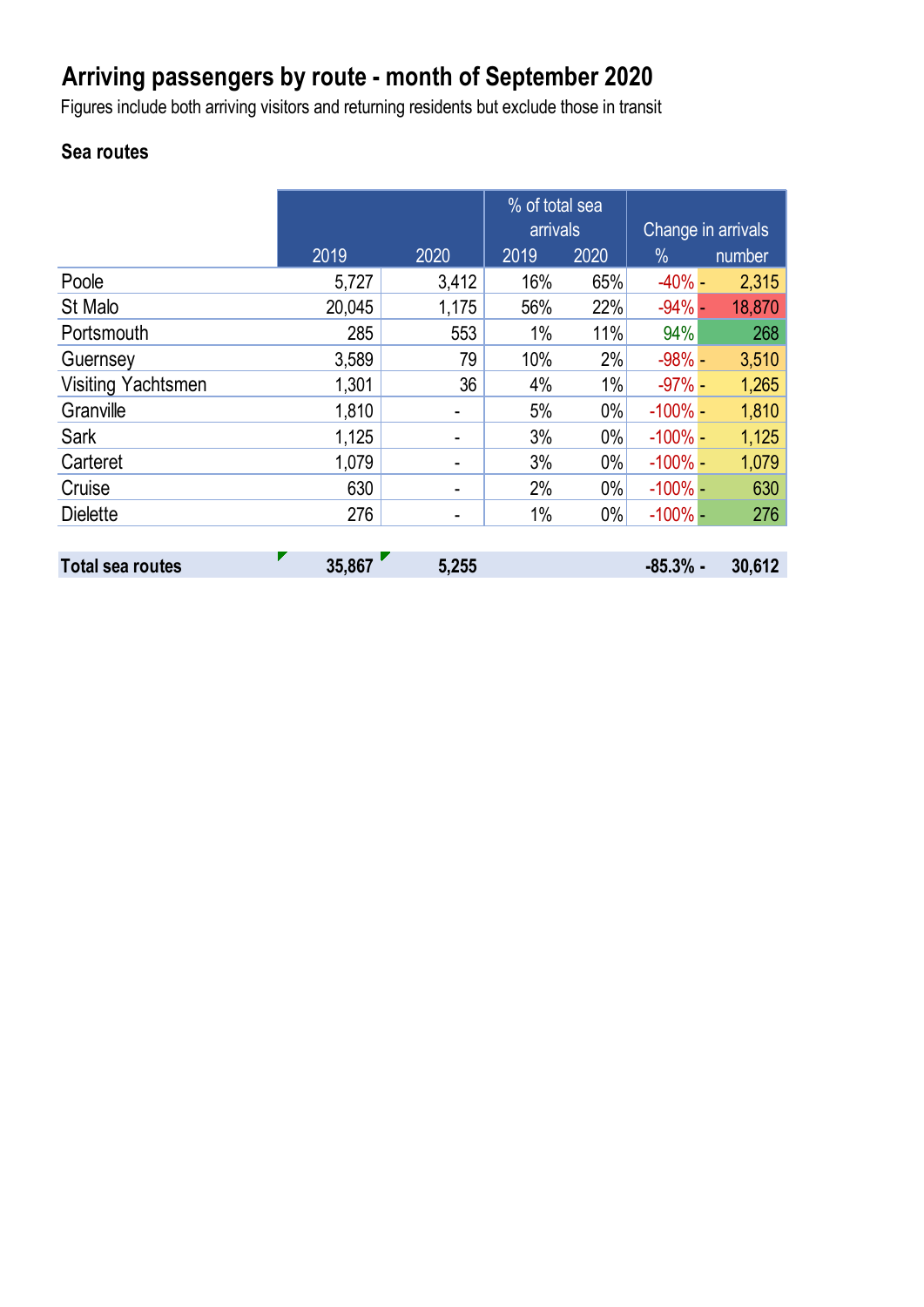# Arriving passengers by route - month of September 2020

Figures include both arriving visitors and returning residents but exclude those in transit

## Sea routes

| | | | % of total sea arrivals | | Change in arrivals | |
|---|---|---|---|---|---|---|
| | 2019 | 2020 | 2019 | 2020 | % | number |
| Poole | 5,727 | 3,412 | 16% | 65% | -40% | - 2,315 |
| St Malo | 20,045 | 1,175 | 56% | 22% | -94% | - 18,870 |
| Portsmouth | 285 | 553 | 1% | 11% | 94% | 268 |
| Guernsey | 3,589 | 79 | 10% | 2% | -98% | - 3,510 |
| Visiting Yachtsmen | 1,301 | 36 | 4% | 1% | -97% | - 1,265 |
| Granville | 1,810 | - | 5% | 0% | -100% | - 1,810 |
| Sark | 1,125 | - | 3% | 0% | -100% | - 1,125 |
| Carteret | 1,079 | - | 3% | 0% | -100% | - 1,079 |
| Cruise | 630 | - | 2% | 0% | -100% | - 630 |
| Dielette | 276 | - | 1% | 0% | -100% | - 276 |
| **Total sea routes** | **35,867** | **5,255** | | | **-85.3%** | **- 30,612** |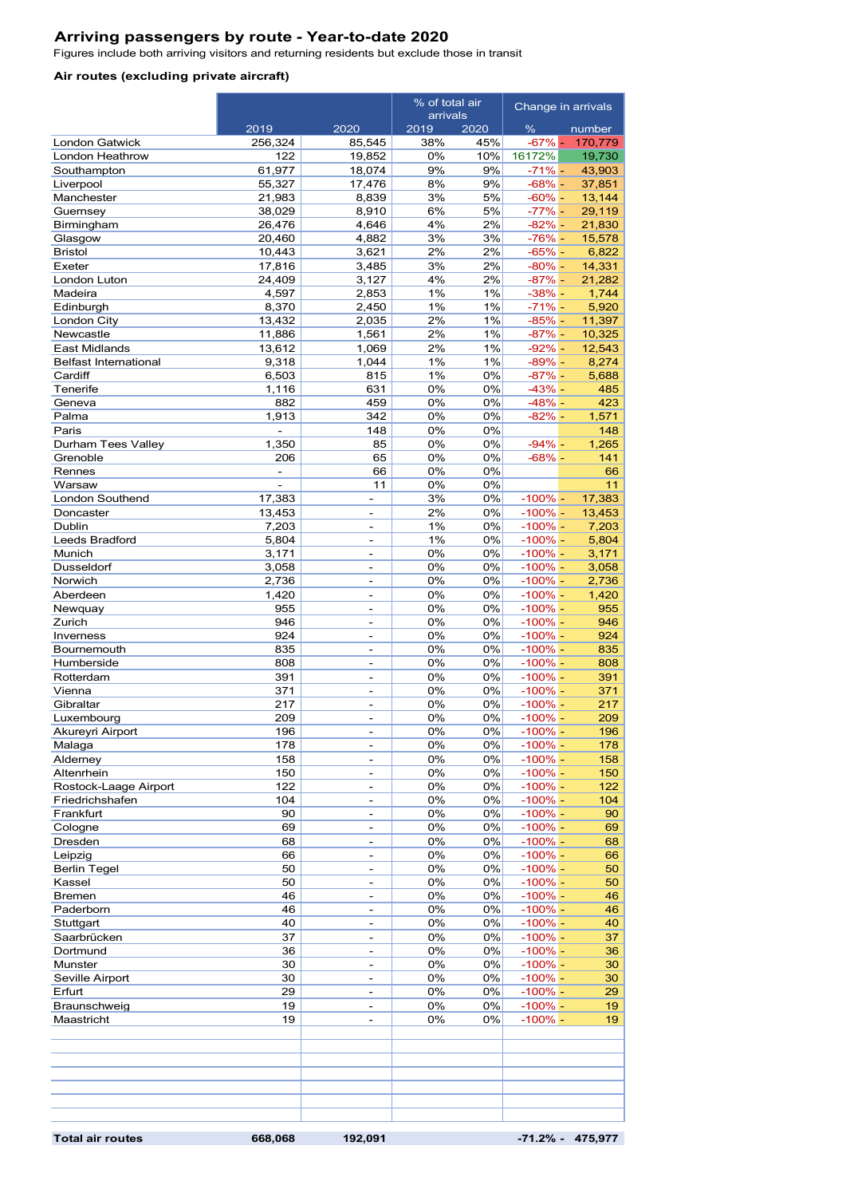# Arriving passengers by route - Year-to-date 2020

Figures include both arriving visitors and returning residents but exclude those in transit

### Air routes (excluding private aircraft)

| | | | % of total air arrivals | | Change in arrivals | |
|---|---|---|---|---|---|---|
| | 2019 | 2020 | 2019 | 2020 | % | number |
| London Gatwick | 256,324 | 85,545 | 38% | 45% | -67% | - 170,779 |
| London Heathrow | 122 | 19,852 | 0% | 10% | 16172% | 19,730 |
| Southampton | 61,977 | 18,074 | 9% | 9% | -71% | - 43,903 |
| Liverpool | 55,327 | 17,476 | 8% | 9% | -68% | - 37,851 |
| Manchester | 21,983 | 8,839 | 3% | 5% | -60% | - 13,144 |
| Guernsey | 38,029 | 8,910 | 6% | 5% | -77% | - 29,119 |
| Birmingham | 26,476 | 4,646 | 4% | 2% | -82% | - 21,830 |
| Glasgow | 20,460 | 4,882 | 3% | 3% | -76% | - 15,578 |
| Bristol | 10,443 | 3,621 | 2% | 2% | -65% | - 6,822 |
| Exeter | 17,816 | 3,485 | 3% | 2% | -80% | - 14,331 |
| London Luton | 24,409 | 3,127 | 4% | 2% | -87% | - 21,282 |
| Madeira | 4,597 | 2,853 | 1% | 1% | -38% | - 1,744 |
| Edinburgh | 8,370 | 2,450 | 1% | 1% | -71% | - 5,920 |
| London City | 13,432 | 2,035 | 2% | 1% | -85% | - 11,397 |
| Newcastle | 11,886 | 1,561 | 2% | 1% | -87% | - 10,325 |
| East Midlands | 13,612 | 1,069 | 2% | 1% | -92% | - 12,543 |
| Belfast International | 9,318 | 1,044 | 1% | 1% | -89% | - 8,274 |
| Cardiff | 6,503 | 815 | 1% | 0% | -87% | - 5,688 |
| Tenerife | 1,116 | 631 | 0% | 0% | -43% | - 485 |
| Geneva | 882 | 459 | 0% | 0% | -48% | - 423 |
| Palma | 1,913 | 342 | 0% | 0% | -82% | - 1,571 |
| Paris | - | 148 | 0% | 0% | | 148 |
| Durham Tees Valley | 1,350 | 85 | 0% | 0% | -94% | - 1,265 |
| Grenoble | 206 | 65 | 0% | 0% | -68% | - 141 |
| Rennes | - | 66 | 0% | 0% | | 66 |
| Warsaw | - | 11 | 0% | 0% | | 11 |
| London Southend | 17,383 | - | 3% | 0% | -100% | - 17,383 |
| Doncaster | 13,453 | - | 2% | 0% | -100% | - 13,453 |
| Dublin | 7,203 | - | 1% | 0% | -100% | - 7,203 |
| Leeds Bradford | 5,804 | - | 1% | 0% | -100% | - 5,804 |
| Munich | 3,171 | - | 0% | 0% | -100% | - 3,171 |
| Dusseldorf | 3,058 | - | 0% | 0% | -100% | - 3,058 |
| Norwich | 2,736 | - | 0% | 0% | -100% | - 2,736 |
| Aberdeen | 1,420 | - | 0% | 0% | -100% | - 1,420 |
| Newquay | 955 | - | 0% | 0% | -100% | - 955 |
| Zurich | 946 | - | 0% | 0% | -100% | - 946 |
| Inverness | 924 | - | 0% | 0% | -100% | - 924 |
| Bournemouth | 835 | - | 0% | 0% | -100% | - 835 |
| Humberside | 808 | - | 0% | 0% | -100% | - 808 |
| Rotterdam | 391 | - | 0% | 0% | -100% | - 391 |
| Vienna | 371 | - | 0% | 0% | -100% | - 371 |
| Gibraltar | 217 | - | 0% | 0% | -100% | - 217 |
| Luxembourg | 209 | - | 0% | 0% | -100% | - 209 |
| Akureyri Airport | 196 | - | 0% | 0% | -100% | - 196 |
| Malaga | 178 | - | 0% | 0% | -100% | - 178 |
| Alderney | 158 | - | 0% | 0% | -100% | - 158 |
| Altenrhein | 150 | - | 0% | 0% | -100% | - 150 |
| Rostock-Laage Airport | 122 | - | 0% | 0% | -100% | - 122 |
| Friedrichshafen | 104 | - | 0% | 0% | -100% | - 104 |
| Frankfurt | 90 | - | 0% | 0% | -100% | - 90 |
| Cologne | 69 | - | 0% | 0% | -100% | - 69 |
| Dresden | 68 | - | 0% | 0% | -100% | - 68 |
| Leipzig | 66 | - | 0% | 0% | -100% | - 66 |
| Berlin Tegel | 50 | - | 0% | 0% | -100% | - 50 |
| Kassel | 50 | - | 0% | 0% | -100% | - 50 |
| Bremen | 46 | - | 0% | 0% | -100% | - 46 |
| Paderborn | 46 | - | 0% | 0% | -100% | - 46 |
| Stuttgart | 40 | - | 0% | 0% | -100% | - 40 |
| Saarbrücken | 37 | - | 0% | 0% | -100% | - 37 |
| Dortmund | 36 | - | 0% | 0% | -100% | - 36 |
| Munster | 30 | - | 0% | 0% | -100% | - 30 |
| Seville Airport | 30 | - | 0% | 0% | -100% | - 30 |
| Erfurt | 29 | - | 0% | 0% | -100% | - 29 |
| Braunschweig | 19 | - | 0% | 0% | -100% | - 19 |
| Maastricht | 19 | - | 0% | 0% | -100% | - 19 |
| **Total air routes** | **668,068** | **192,091** | | | **-71.2%** | **- 475,977** |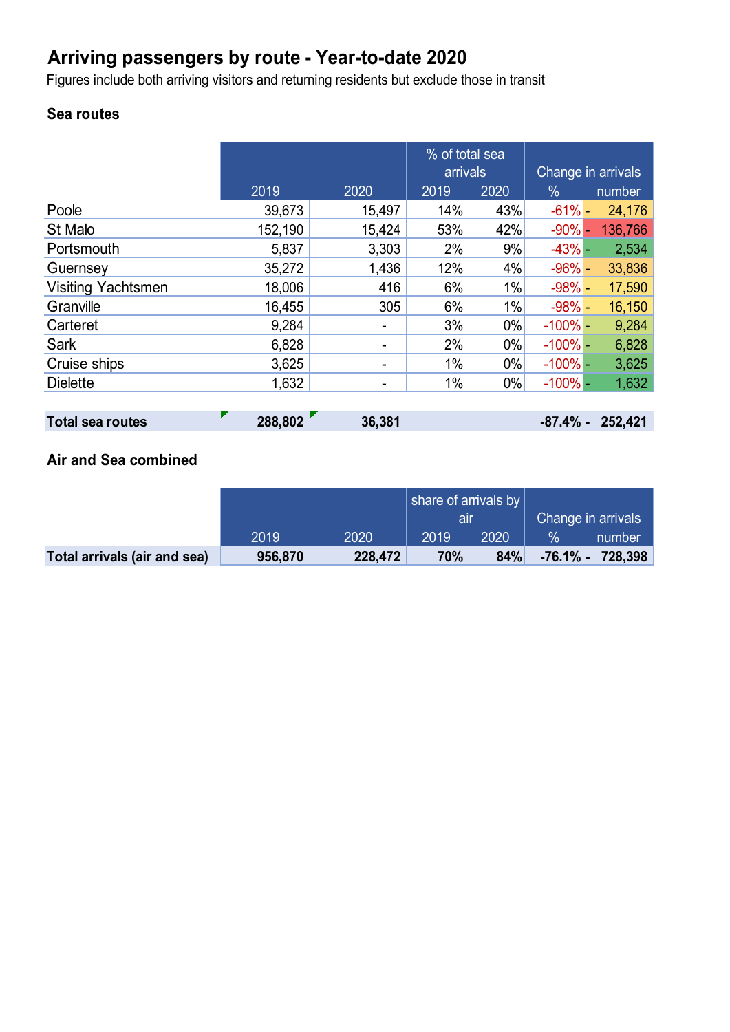# Arriving passengers by route - Year-to-date 2020

Figures include both arriving visitors and returning residents but exclude those in transit

### Sea routes

| | | | % of total sea arrivals | | Change in arrivals | |
|---|---|---|---|---|---|---|
| | 2019 | 2020 | 2019 | 2020 | % | number |
| Poole | 39,673 | 15,497 | 14% | 43% | -61% | - 24,176 |
| St Malo | 152,190 | 15,424 | 53% | 42% | -90% | - 136,766 |
| Portsmouth | 5,837 | 3,303 | 2% | 9% | -43% | - 2,534 |
| Guernsey | 35,272 | 1,436 | 12% | 4% | -96% | - 33,836 |
| Visiting Yachtsmen | 18,006 | 416 | 6% | 1% | -98% | - 17,590 |
| Granville | 16,455 | 305 | 6% | 1% | -98% | - 16,150 |
| Carteret | 9,284 | - | 3% | 0% | -100% | - 9,284 |
| Sark | 6,828 | - | 2% | 0% | -100% | - 6,828 |
| Cruise ships | 3,625 | - | 1% | 0% | -100% | - 3,625 |
| Dielette | 1,632 | - | 1% | 0% | -100% | - 1,632 |
| **Total sea routes** | **288,802** | **36,381** | | | **-87.4%** | **- 252,421** |

### Air and Sea combined

| | | | share of arrivals by air | | Change in arrivals | |
|---|---|---|---|---|---|---|
| | 2019 | 2020 | 2019 | 2020 | % | number |
| **Total arrivals (air and sea)** | **956,870** | **228,472** | **70%** | **84%** | **-76.1%** | **- 728,398** |